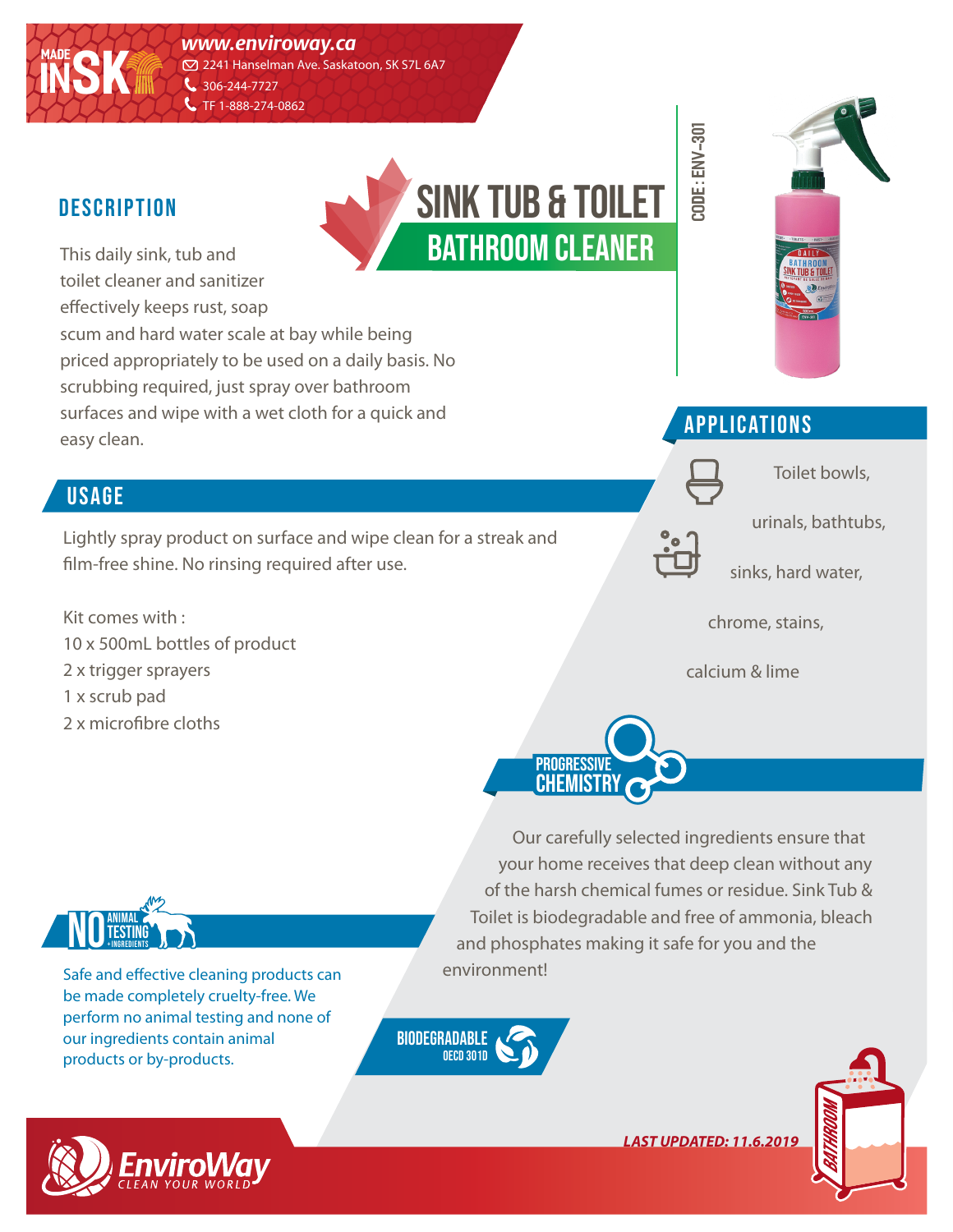MADE IN SK

www.enviroway.ca
2241 Hanselman Ave. Saskatoon, SK S7L 6A7
306-244-7727
TF 1-888-274-0862

# SINK TUB & TOILET
## BATHROOM CLEANER

CODE: ENV-301

## DESCRIPTION

This daily sink, tub and toilet cleaner and sanitizer effectively keeps rust, soap scum and hard water scale at bay while being priced appropriately to be used on a daily basis. No scrubbing required, just spray over bathroom surfaces and wipe with a wet cloth for a quick and easy clean.

## USAGE

Lightly spray product on surface and wipe clean for a streak and film-free shine. No rinsing required after use.

Kit comes with :
- 10 x 500mL bottles of product
- 2 x trigger sprayers
- 1 x scrub pad
- 2 x microfibre cloths

## APPLICATIONS

Toilet bowls, urinals, bathtubs, sinks, hard water, chrome, stains, calcium & lime

## PROGRESSIVE CHEMISTRY

Our carefully selected ingredients ensure that your home receives that deep clean without any of the harsh chemical fumes or residue. Sink Tub & Toilet is biodegradable and free of ammonia, bleach and phosphates making it safe for you and the environment!

## NO ANIMAL TESTING + INGREDIENTS

Safe and effective cleaning products can be made completely cruelty-free. We perform no animal testing and none of our ingredients contain animal products or by-products.

BIODEGRADABLE OECD 301D

EnviroWay CLEAN YOUR WORLD

*LAST UPDATED: 11.6.2019*

BATHROOM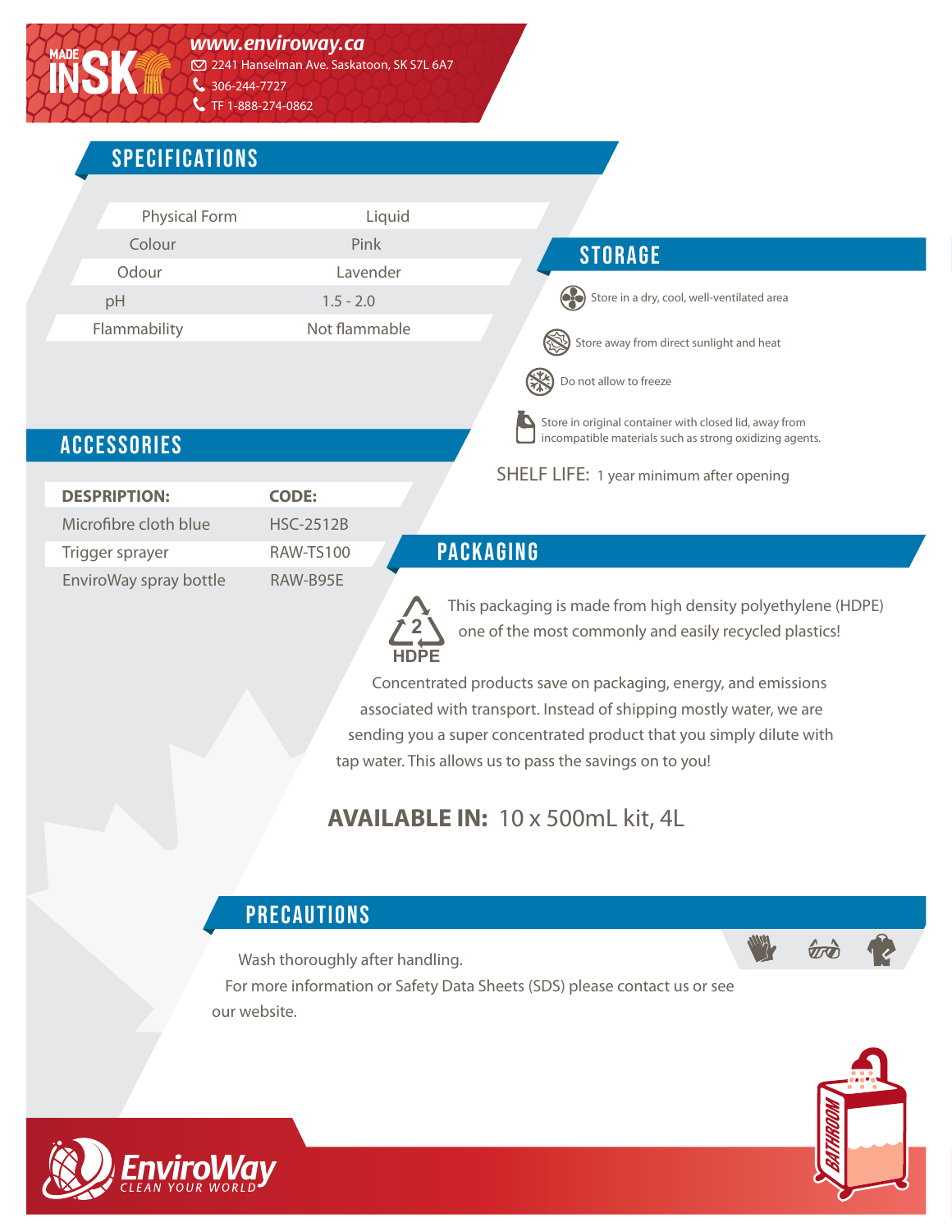MADE IN SK

www.enviroway.ca
2241 Hanselman Ave. Saskatoon, SK S7L 6A7
306-244-7727
TF 1-888-274-0862

## SPECIFICATIONS

| | |
|---|---|
| Physical Form | Liquid |
| Colour | Pink |
| Odour | Lavender |
| pH | 1.5 - 2.0 |
| Flammability | Not flammable |

## STORAGE

- Store in a dry, cool, well-ventilated area
- Store away from direct sunlight and heat
- Do not allow to freeze
- Store in original container with closed lid, away from incompatible materials such as strong oxidizing agents.

SHELF LIFE: 1 year minimum after opening

## ACCESSORIES

| DESPRIPTION: | CODE: |
|---|---|
| Microfibre cloth blue | HSC-2512B |
| Trigger sprayer | RAW-TS100 |
| EnviroWay spray bottle | RAW-B95E |

## PACKAGING

2 HDPE

This packaging is made from high density polyethylene (HDPE) one of the most commonly and easily recycled plastics!

Concentrated products save on packaging, energy, and emissions associated with transport. Instead of shipping mostly water, we are sending you a super concentrated product that you simply dilute with tap water. This allows us to pass the savings on to you!

**AVAILABLE IN:** 10 x 500mL kit, 4L

## PRECAUTIONS

Wash thoroughly after handling.

For more information or Safety Data Sheets (SDS) please contact us or see our website.

EnviroWay CLEAN YOUR WORLD

BATHROOM